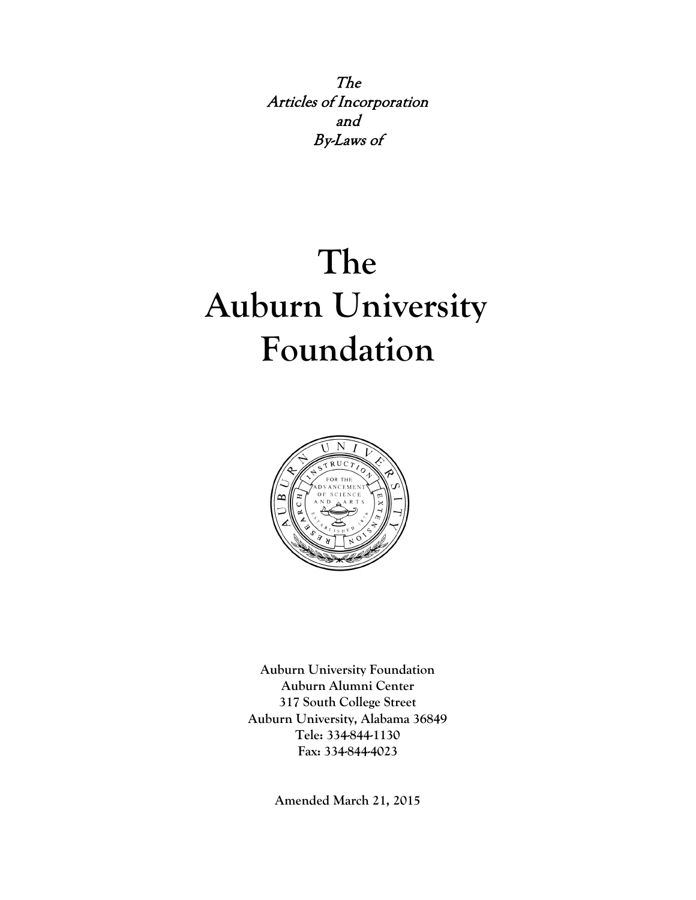*The*
*Articles of Incorporation*
*and*
*By-Laws of*

# The Auburn University Foundation

**Auburn University Foundation**
**Auburn Alumni Center**
**317 South College Street**
**Auburn University, Alabama 36849**
**Tele: 334-844-1130**
**Fax: 334-844-4023**

**Amended March 21, 2015**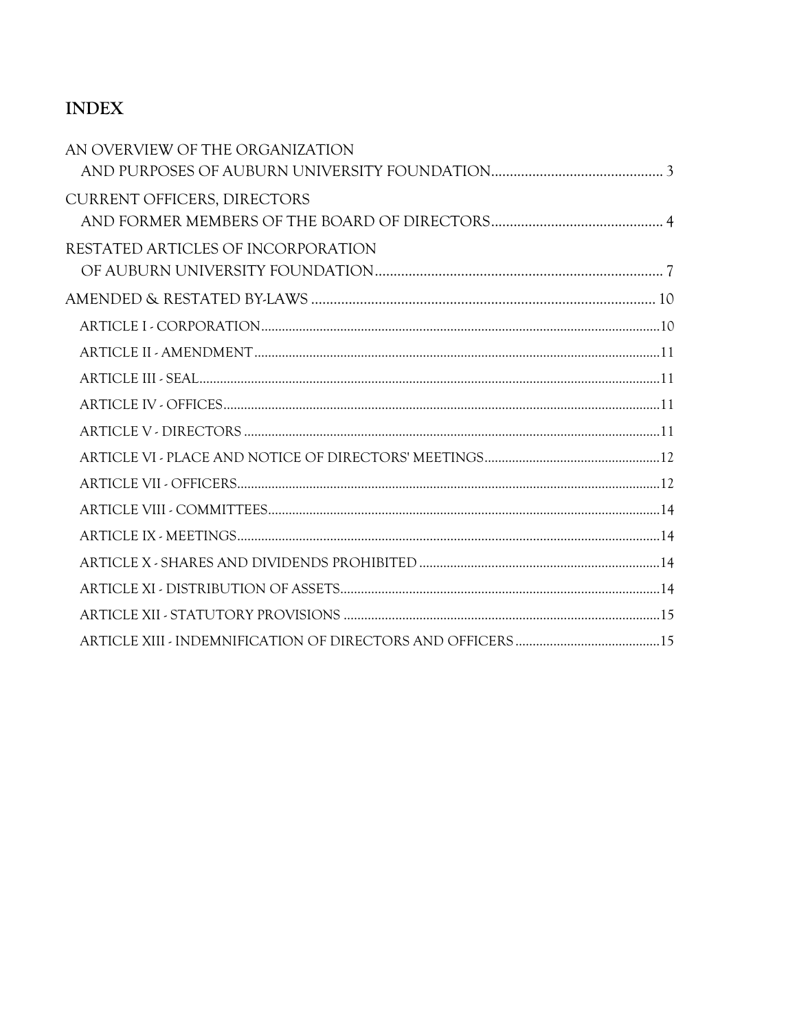# INDEX

AN OVERVIEW OF THE ORGANIZATION
AND PURPOSES OF AUBURN UNIVERSITY FOUNDATION .......... 3

CURRENT OFFICERS, DIRECTORS
AND FORMER MEMBERS OF THE BOARD OF DIRECTORS .......... 4

RESTATED ARTICLES OF INCORPORATION
OF AUBURN UNIVERSITY FOUNDATION .......... 7

AMENDED & RESTATED BY-LAWS .......... 10

- ARTICLE I - CORPORATION .......... 10
- ARTICLE II - AMENDMENT .......... 11
- ARTICLE III - SEAL .......... 11
- ARTICLE IV - OFFICES .......... 11
- ARTICLE V - DIRECTORS .......... 11
- ARTICLE VI - PLACE AND NOTICE OF DIRECTORS' MEETINGS .......... 12
- ARTICLE VII - OFFICERS .......... 12
- ARTICLE VIII - COMMITTEES .......... 14
- ARTICLE IX - MEETINGS .......... 14
- ARTICLE X - SHARES AND DIVIDENDS PROHIBITED .......... 14
- ARTICLE XI - DISTRIBUTION OF ASSETS .......... 14
- ARTICLE XII - STATUTORY PROVISIONS .......... 15
- ARTICLE XIII - INDEMNIFICATION OF DIRECTORS AND OFFICERS .......... 15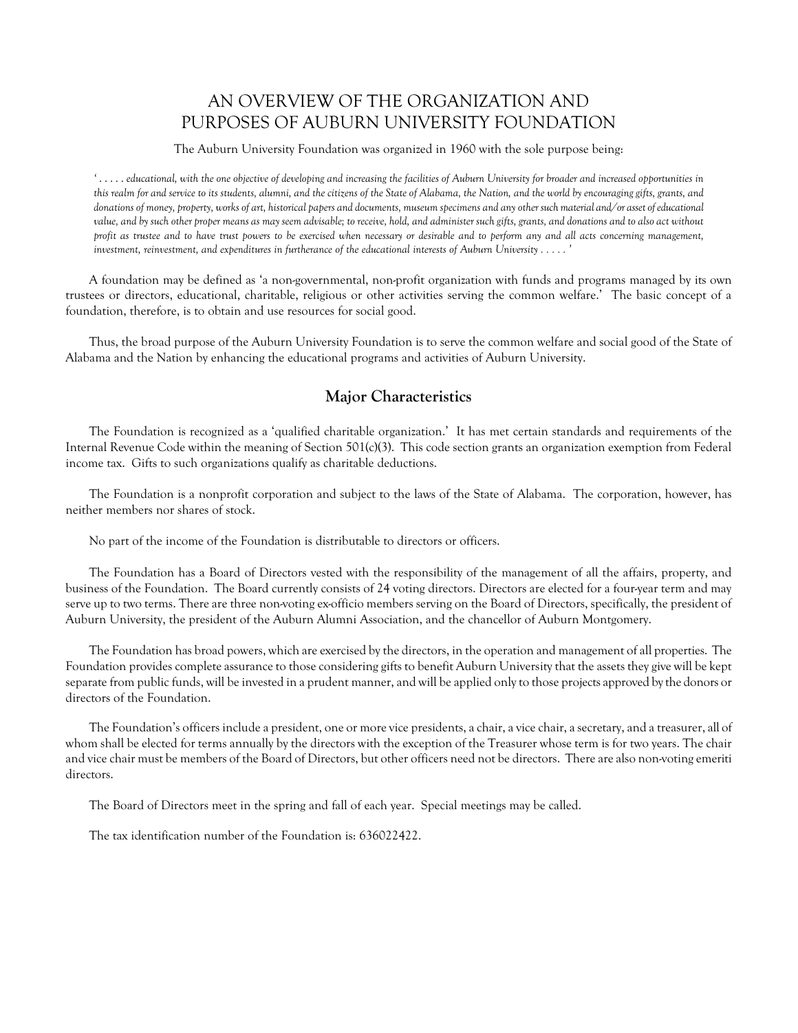# AN OVERVIEW OF THE ORGANIZATION AND PURPOSES OF AUBURN UNIVERSITY FOUNDATION

The Auburn University Foundation was organized in 1960 with the sole purpose being:

*' . . . . . educational, with the one objective of developing and increasing the facilities of Auburn University for broader and increased opportunities in this realm for and service to its students, alumni, and the citizens of the State of Alabama, the Nation, and the world by encouraging gifts, grants, and donations of money, property, works of art, historical papers and documents, museum specimens and any other such material and/or asset of educational value, and by such other proper means as may seem advisable; to receive, hold, and administer such gifts, grants, and donations and to also act without profit as trustee and to have trust powers to be exercised when necessary or desirable and to perform any and all acts concerning management, investment, reinvestment, and expenditures in furtherance of the educational interests of Auburn University . . . . . '*

A foundation may be defined as 'a non-governmental, non-profit organization with funds and programs managed by its own trustees or directors, educational, charitable, religious or other activities serving the common welfare.' The basic concept of a foundation, therefore, is to obtain and use resources for social good.

Thus, the broad purpose of the Auburn University Foundation is to serve the common welfare and social good of the State of Alabama and the Nation by enhancing the educational programs and activities of Auburn University.

## Major Characteristics

The Foundation is recognized as a 'qualified charitable organization.' It has met certain standards and requirements of the Internal Revenue Code within the meaning of Section 501(c)(3). This code section grants an organization exemption from Federal income tax. Gifts to such organizations qualify as charitable deductions.

The Foundation is a nonprofit corporation and subject to the laws of the State of Alabama. The corporation, however, has neither members nor shares of stock.

No part of the income of the Foundation is distributable to directors or officers.

The Foundation has a Board of Directors vested with the responsibility of the management of all the affairs, property, and business of the Foundation. The Board currently consists of 24 voting directors. Directors are elected for a four-year term and may serve up to two terms. There are three non-voting ex-officio members serving on the Board of Directors, specifically, the president of Auburn University, the president of the Auburn Alumni Association, and the chancellor of Auburn Montgomery.

The Foundation has broad powers, which are exercised by the directors, in the operation and management of all properties. The Foundation provides complete assurance to those considering gifts to benefit Auburn University that the assets they give will be kept separate from public funds, will be invested in a prudent manner, and will be applied only to those projects approved by the donors or directors of the Foundation.

The Foundation's officers include a president, one or more vice presidents, a chair, a vice chair, a secretary, and a treasurer, all of whom shall be elected for terms annually by the directors with the exception of the Treasurer whose term is for two years. The chair and vice chair must be members of the Board of Directors, but other officers need not be directors. There are also non-voting emeriti directors.

The Board of Directors meet in the spring and fall of each year. Special meetings may be called.

The tax identification number of the Foundation is: 636022422.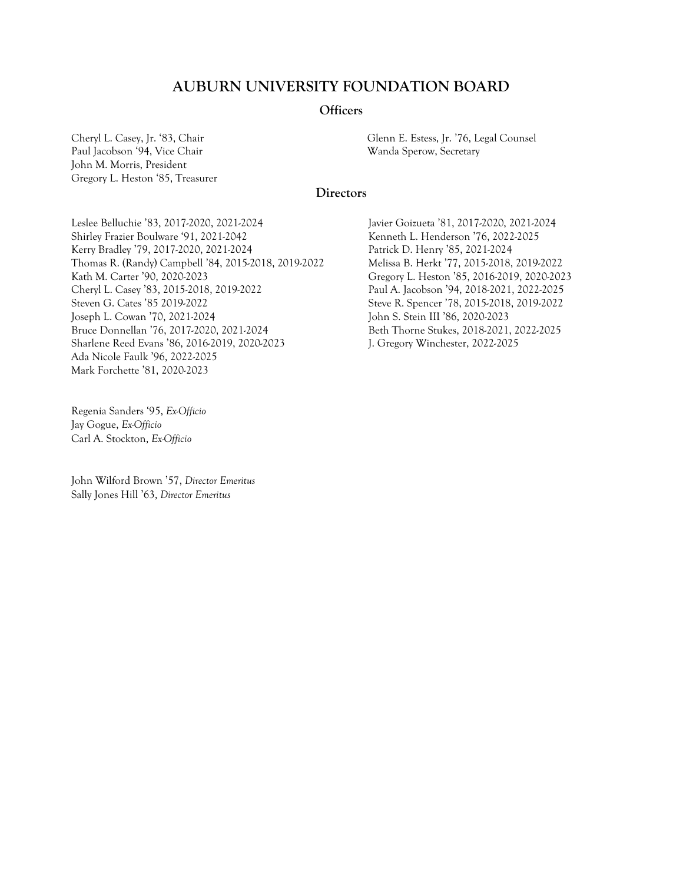# AUBURN UNIVERSITY FOUNDATION BOARD

## Officers

Cheryl L. Casey, Jr. '83, Chair
Paul Jacobson '94, Vice Chair
John M. Morris, President
Gregory L. Heston '85, Treasurer
Glenn E. Estess, Jr. '76, Legal Counsel
Wanda Sperow, Secretary

## Directors

Leslee Belluchie '83, 2017-2020, 2021-2024
Shirley Frazier Boulware '91, 2021-2042
Kerry Bradley '79, 2017-2020, 2021-2024
Thomas R. (Randy) Campbell '84, 2015-2018, 2019-2022
Kath M. Carter '90, 2020-2023
Cheryl L. Casey '83, 2015-2018, 2019-2022
Steven G. Cates '85 2019-2022
Joseph L. Cowan '70, 2021-2024
Bruce Donnellan '76, 2017-2020, 2021-2024
Sharlene Reed Evans '86, 2016-2019, 2020-2023
Ada Nicole Faulk '96, 2022-2025
Mark Forchette '81, 2020-2023
Javier Goizueta '81, 2017-2020, 2021-2024
Kenneth L. Henderson '76, 2022-2025
Patrick D. Henry '85, 2021-2024
Melissa B. Herkt '77, 2015-2018, 2019-2022
Gregory L. Heston '85, 2016-2019, 2020-2023
Paul A. Jacobson '94, 2018-2021, 2022-2025
Steve R. Spencer '78, 2015-2018, 2019-2022
John S. Stein III '86, 2020-2023
Beth Thorne Stukes, 2018-2021, 2022-2025
J. Gregory Winchester, 2022-2025

Regenia Sanders '95, *Ex-Officio*
Jay Gogue, *Ex-Officio*
Carl A. Stockton, *Ex-Officio*

John Wilford Brown '57, *Director Emeritus*
Sally Jones Hill '63, *Director Emeritus*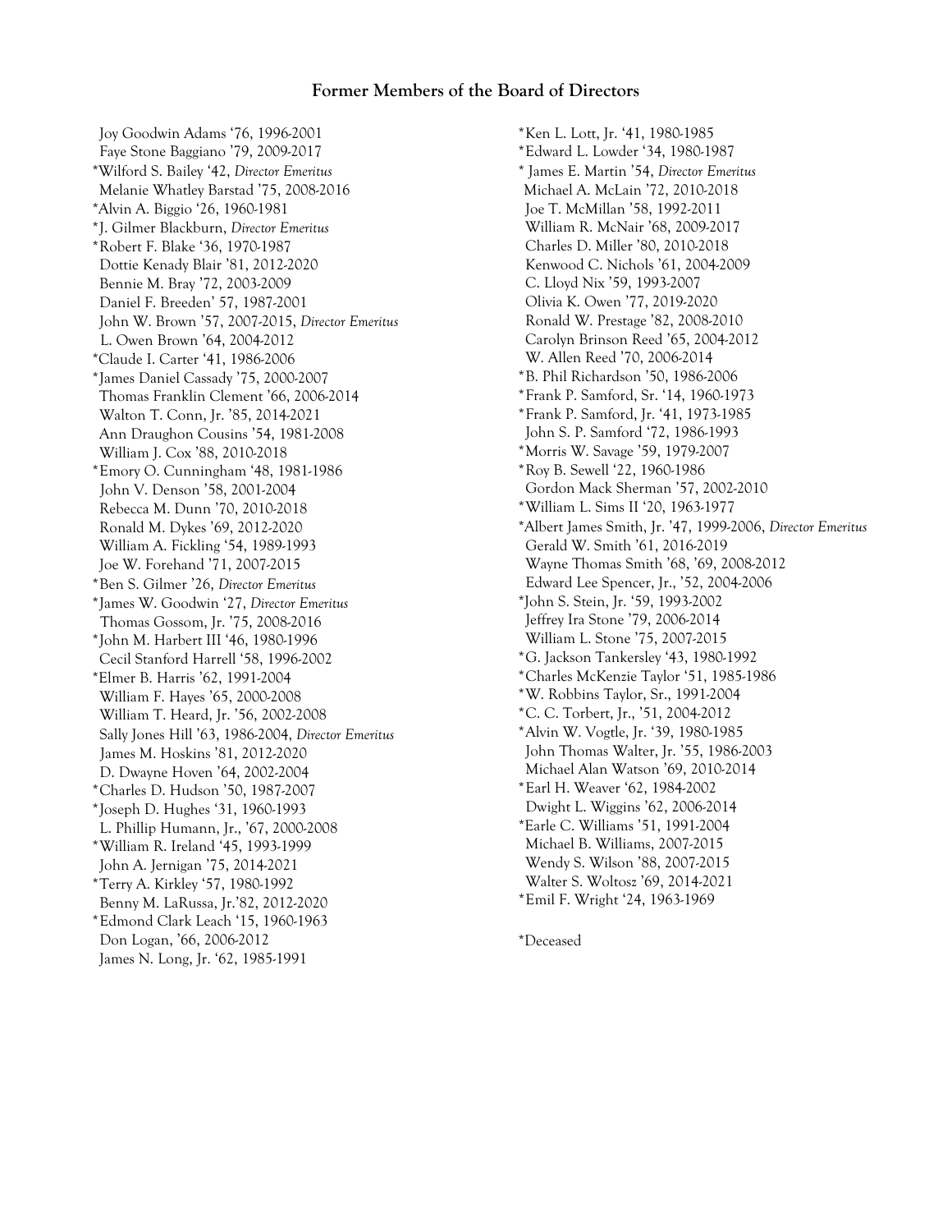## Former Members of the Board of Directors

Joy Goodwin Adams '76, 1996-2001
Faye Stone Baggiano '79, 2009-2017
*Wilford S. Bailey '42, *Director Emeritus*
Melanie Whatley Barstad '75, 2008-2016
*Alvin A. Biggio '26, 1960-1981
*J. Gilmer Blackburn, *Director Emeritus*
*Robert F. Blake '36, 1970-1987
Dottie Kenady Blair '81, 2012-2020
Bennie M. Bray '72, 2003-2009
Daniel F. Breeden' 57, 1987-2001
John W. Brown '57, 2007-2015, *Director Emeritus*
L. Owen Brown '64, 2004-2012
*Claude I. Carter '41, 1986-2006
*James Daniel Cassady '75, 2000-2007
Thomas Franklin Clement '66, 2006-2014
Walton T. Conn, Jr. '85, 2014-2021
Ann Draughon Cousins '54, 1981-2008
William J. Cox '88, 2010-2018
*Emory O. Cunningham '48, 1981-1986
John V. Denson '58, 2001-2004
Rebecca M. Dunn '70, 2010-2018
Ronald M. Dykes '69, 2012-2020
William A. Fickling '54, 1989-1993
Joe W. Forehand '71, 2007-2015
*Ben S. Gilmer '26, *Director Emeritus*
*James W. Goodwin '27, *Director Emeritus*
Thomas Gossom, Jr. '75, 2008-2016
*John M. Harbert III '46, 1980-1996
Cecil Stanford Harrell '58, 1996-2002
*Elmer B. Harris '62, 1991-2004
William F. Hayes '65, 2000-2008
William T. Heard, Jr. '56, 2002-2008
Sally Jones Hill '63, 1986-2004, *Director Emeritus*
James M. Hoskins '81, 2012-2020
D. Dwayne Hoven '64, 2002-2004
*Charles D. Hudson '50, 1987-2007
*Joseph D. Hughes '31, 1960-1993
L. Phillip Humann, Jr., '67, 2000-2008
*William R. Ireland '45, 1993-1999
John A. Jernigan '75, 2014-2021
*Terry A. Kirkley '57, 1980-1992
Benny M. LaRussa, Jr.'82, 2012-2020
*Edmond Clark Leach '15, 1960-1963
Don Logan, '66, 2006-2012
James N. Long, Jr. '62, 1985-1991
*Ken L. Lott, Jr. '41, 1980-1985
*Edward L. Lowder '34, 1980-1987
* James E. Martin '54, *Director Emeritus*
Michael A. McLain '72, 2010-2018
Joe T. McMillan '58, 1992-2011
William R. McNair '68, 2009-2017
Charles D. Miller '80, 2010-2018
Kenwood C. Nichols '61, 2004-2009
C. Lloyd Nix '59, 1993-2007
Olivia K. Owen '77, 2019-2020
Ronald W. Prestage '82, 2008-2010
Carolyn Brinson Reed '65, 2004-2012
W. Allen Reed '70, 2006-2014
*B. Phil Richardson '50, 1986-2006
*Frank P. Samford, Sr. '14, 1960-1973
*Frank P. Samford, Jr. '41, 1973-1985
John S. P. Samford '72, 1986-1993
*Morris W. Savage '59, 1979-2007
*Roy B. Sewell '22, 1960-1986
Gordon Mack Sherman '57, 2002-2010
*William L. Sims II '20, 1963-1977
*Albert James Smith, Jr. '47, 1999-2006, *Director Emeritus*
Gerald W. Smith '61, 2016-2019
Wayne Thomas Smith '68, '69, 2008-2012
Edward Lee Spencer, Jr., '52, 2004-2006
*John S. Stein, Jr. '59, 1993-2002
Jeffrey Ira Stone '79, 2006-2014
William L. Stone '75, 2007-2015
*G. Jackson Tankersley '43, 1980-1992
*Charles McKenzie Taylor '51, 1985-1986
*W. Robbins Taylor, Sr., 1991-2004
*C. C. Torbert, Jr., '51, 2004-2012
*Alvin W. Vogtle, Jr. '39, 1980-1985
John Thomas Walter, Jr. '55, 1986-2003
Michael Alan Watson '69, 2010-2014
*Earl H. Weaver '62, 1984-2002
Dwight L. Wiggins '62, 2006-2014
*Earle C. Williams '51, 1991-2004
Michael B. Williams, 2007-2015
Wendy S. Wilson '88, 2007-2015
Walter S. Woltosz '69, 2014-2021
*Emil F. Wright '24, 1963-1969

*Deceased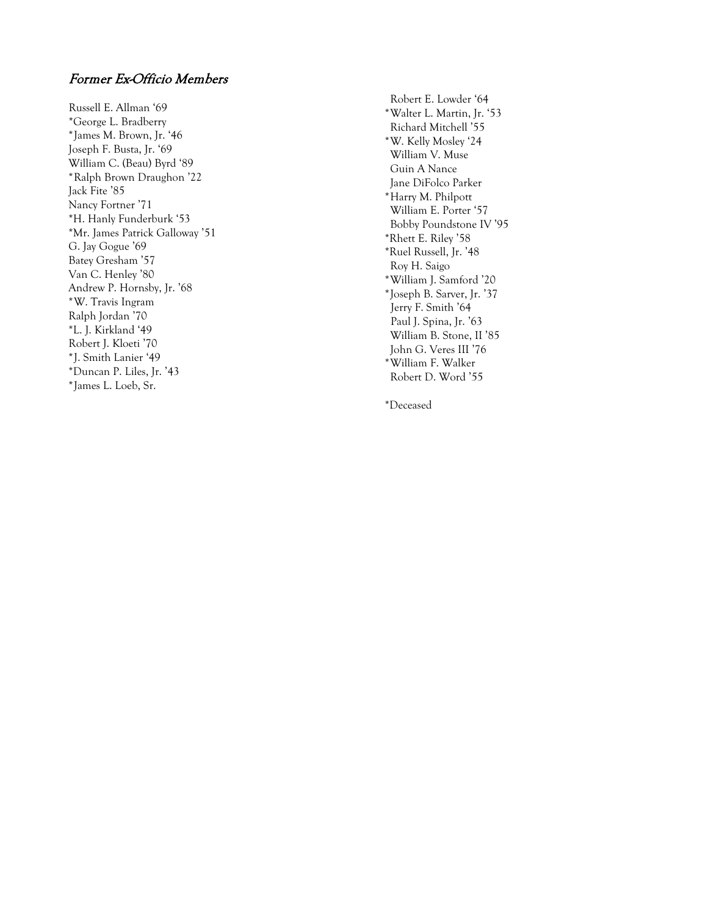## *Former Ex-Officio Members*

Russell E. Allman '69
*George L. Bradberry
*James M. Brown, Jr. '46
Joseph F. Busta, Jr. '69
William C. (Beau) Byrd '89
*Ralph Brown Draughon '22
Jack Fite '85
Nancy Fortner '71
*H. Hanly Funderburk '53
*Mr. James Patrick Galloway '51
G. Jay Gogue '69
Batey Gresham '57
Van C. Henley '80
Andrew P. Hornsby, Jr. '68
*W. Travis Ingram
Ralph Jordan '70
*L. J. Kirkland '49
Robert J. Kloeti '70
*J. Smith Lanier '49
*Duncan P. Liles, Jr. '43
*James L. Loeb, Sr.
Robert E. Lowder '64
*Walter L. Martin, Jr. '53
Richard Mitchell '55
*W. Kelly Mosley '24
William V. Muse
Guin A Nance
Jane DiFolco Parker
*Harry M. Philpott
William E. Porter '57
Bobby Poundstone IV '95
*Rhett E. Riley '58
*Ruel Russell, Jr. '48
Roy H. Saigo
*William J. Samford '20
*Joseph B. Sarver, Jr. '37
Jerry F. Smith '64
Paul J. Spina, Jr. '63
William B. Stone, II '85
John G. Veres III '76
*William F. Walker
Robert D. Word '55

*Deceased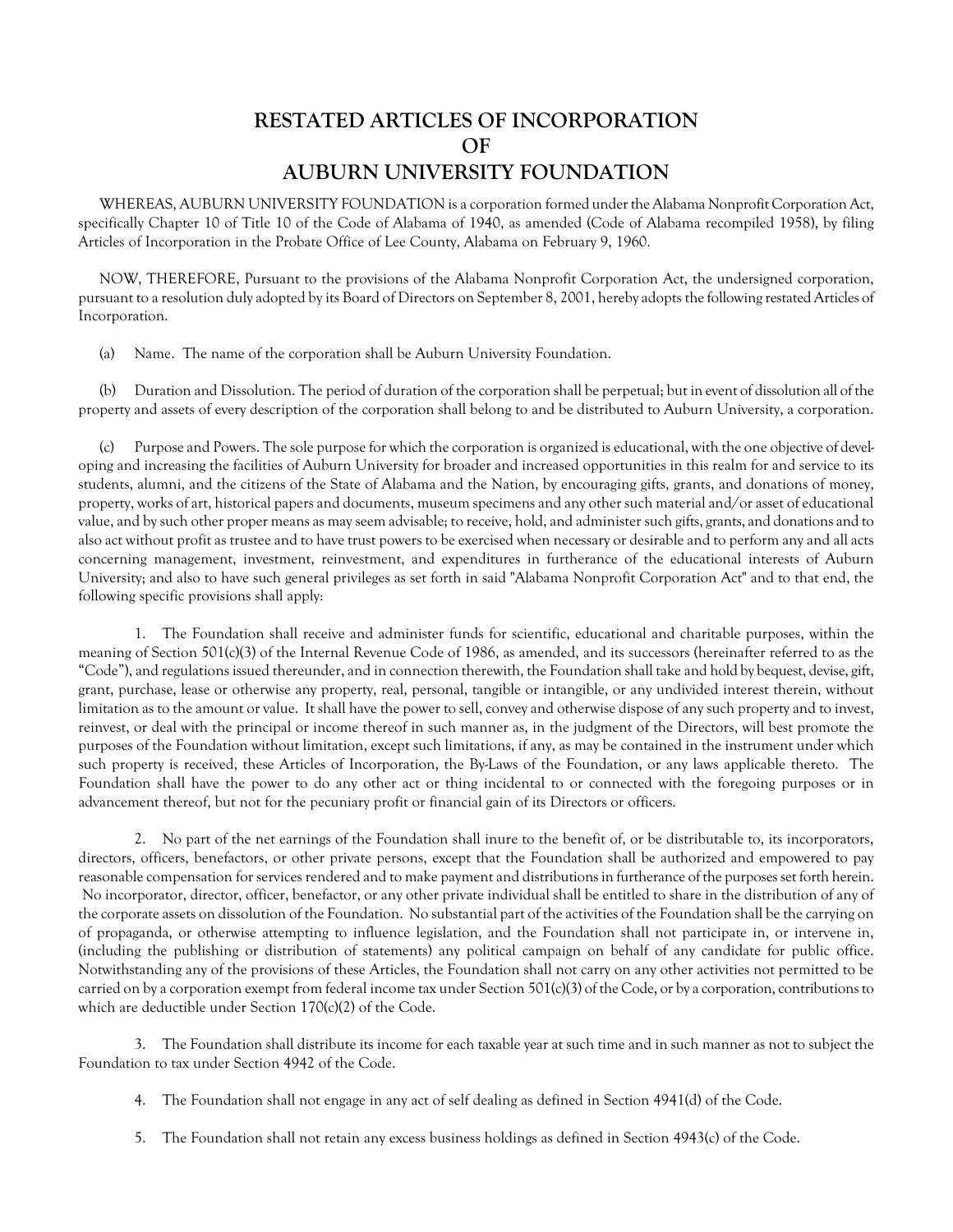# RESTATED ARTICLES OF INCORPORATION OF AUBURN UNIVERSITY FOUNDATION

WHEREAS, AUBURN UNIVERSITY FOUNDATION is a corporation formed under the Alabama Nonprofit Corporation Act, specifically Chapter 10 of Title 10 of the Code of Alabama of 1940, as amended (Code of Alabama recompiled 1958), by filing Articles of Incorporation in the Probate Office of Lee County, Alabama on February 9, 1960.

NOW, THEREFORE, Pursuant to the provisions of the Alabama Nonprofit Corporation Act, the undersigned corporation, pursuant to a resolution duly adopted by its Board of Directors on September 8, 2001, hereby adopts the following restated Articles of Incorporation.

(a) Name. The name of the corporation shall be Auburn University Foundation.

(b) Duration and Dissolution. The period of duration of the corporation shall be perpetual; but in event of dissolution all of the property and assets of every description of the corporation shall belong to and be distributed to Auburn University, a corporation.

(c) Purpose and Powers. The sole purpose for which the corporation is organized is educational, with the one objective of developing and increasing the facilities of Auburn University for broader and increased opportunities in this realm for and service to its students, alumni, and the citizens of the State of Alabama and the Nation, by encouraging gifts, grants, and donations of money, property, works of art, historical papers and documents, museum specimens and any other such material and/or asset of educational value, and by such other proper means as may seem advisable; to receive, hold, and administer such gifts, grants, and donations and to also act without profit as trustee and to have trust powers to be exercised when necessary or desirable and to perform any and all acts concerning management, investment, reinvestment, and expenditures in furtherance of the educational interests of Auburn University; and also to have such general privileges as set forth in said "Alabama Nonprofit Corporation Act" and to that end, the following specific provisions shall apply:

1. The Foundation shall receive and administer funds for scientific, educational and charitable purposes, within the meaning of Section 501(c)(3) of the Internal Revenue Code of 1986, as amended, and its successors (hereinafter referred to as the "Code"), and regulations issued thereunder, and in connection therewith, the Foundation shall take and hold by bequest, devise, gift, grant, purchase, lease or otherwise any property, real, personal, tangible or intangible, or any undivided interest therein, without limitation as to the amount or value. It shall have the power to sell, convey and otherwise dispose of any such property and to invest, reinvest, or deal with the principal or income thereof in such manner as, in the judgment of the Directors, will best promote the purposes of the Foundation without limitation, except such limitations, if any, as may be contained in the instrument under which such property is received, these Articles of Incorporation, the By-Laws of the Foundation, or any laws applicable thereto. The Foundation shall have the power to do any other act or thing incidental to or connected with the foregoing purposes or in advancement thereof, but not for the pecuniary profit or financial gain of its Directors or officers.

2. No part of the net earnings of the Foundation shall inure to the benefit of, or be distributable to, its incorporators, directors, officers, benefactors, or other private persons, except that the Foundation shall be authorized and empowered to pay reasonable compensation for services rendered and to make payment and distributions in furtherance of the purposes set forth herein. No incorporator, director, officer, benefactor, or any other private individual shall be entitled to share in the distribution of any of the corporate assets on dissolution of the Foundation. No substantial part of the activities of the Foundation shall be the carrying on of propaganda, or otherwise attempting to influence legislation, and the Foundation shall not participate in, or intervene in, (including the publishing or distribution of statements) any political campaign on behalf of any candidate for public office. Notwithstanding any of the provisions of these Articles, the Foundation shall not carry on any other activities not permitted to be carried on by a corporation exempt from federal income tax under Section 501(c)(3) of the Code, or by a corporation, contributions to which are deductible under Section 170(c)(2) of the Code.

3. The Foundation shall distribute its income for each taxable year at such time and in such manner as not to subject the Foundation to tax under Section 4942 of the Code.

4. The Foundation shall not engage in any act of self dealing as defined in Section 4941(d) of the Code.

5. The Foundation shall not retain any excess business holdings as defined in Section 4943(c) of the Code.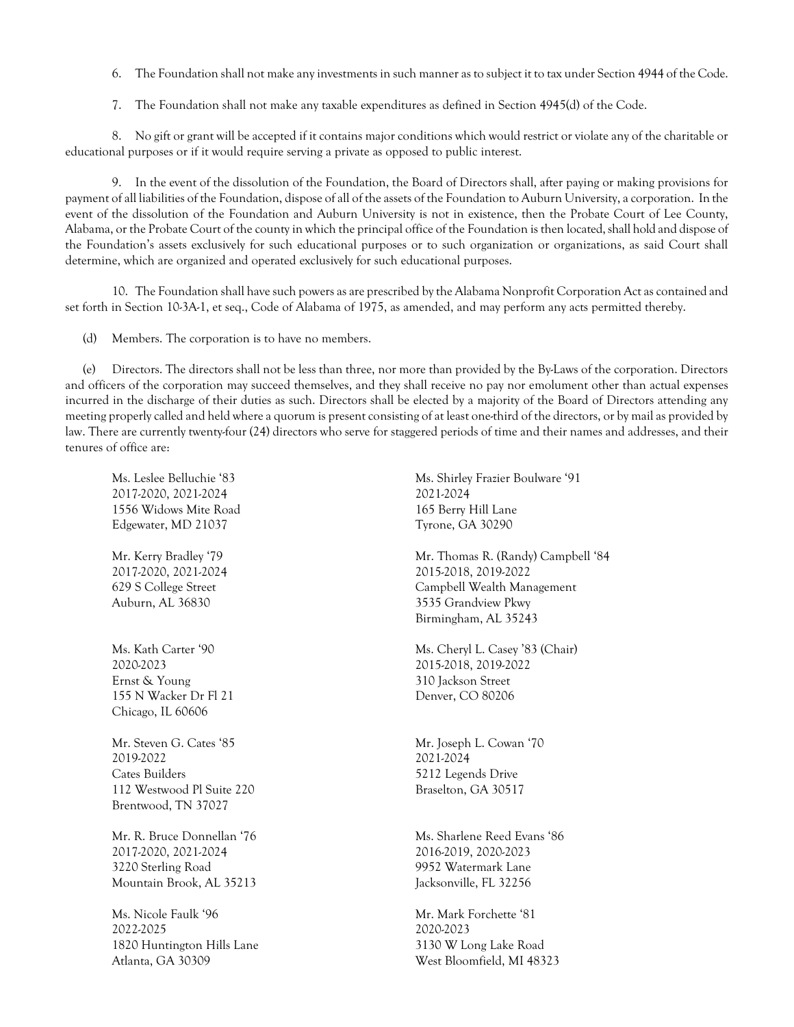6. The Foundation shall not make any investments in such manner as to subject it to tax under Section 4944 of the Code.

7. The Foundation shall not make any taxable expenditures as defined in Section 4945(d) of the Code.

8. No gift or grant will be accepted if it contains major conditions which would restrict or violate any of the charitable or educational purposes or if it would require serving a private as opposed to public interest.

9. In the event of the dissolution of the Foundation, the Board of Directors shall, after paying or making provisions for payment of all liabilities of the Foundation, dispose of all of the assets of the Foundation to Auburn University, a corporation. In the event of the dissolution of the Foundation and Auburn University is not in existence, then the Probate Court of Lee County, Alabama, or the Probate Court of the county in which the principal office of the Foundation is then located, shall hold and dispose of the Foundation's assets exclusively for such educational purposes or to such organization or organizations, as said Court shall determine, which are organized and operated exclusively for such educational purposes.

10. The Foundation shall have such powers as are prescribed by the Alabama Nonprofit Corporation Act as contained and set forth in Section 10-3A-1, et seq., Code of Alabama of 1975, as amended, and may perform any acts permitted thereby.

(d) Members. The corporation is to have no members.

(e) Directors. The directors shall not be less than three, nor more than provided by the By-Laws of the corporation. Directors and officers of the corporation may succeed themselves, and they shall receive no pay nor emolument other than actual expenses incurred in the discharge of their duties as such. Directors shall be elected by a majority of the Board of Directors attending any meeting properly called and held where a quorum is present consisting of at least one-third of the directors, or by mail as provided by law. There are currently twenty-four (24) directors who serve for staggered periods of time and their names and addresses, and their tenures of office are:

Ms. Leslee Belluchie '83
2017-2020, 2021-2024
1556 Widows Mite Road
Edgewater, MD 21037

Ms. Shirley Frazier Boulware '91
2021-2024
165 Berry Hill Lane
Tyrone, GA 30290

Mr. Kerry Bradley '79
2017-2020, 2021-2024
629 S College Street
Auburn, AL 36830

Mr. Thomas R. (Randy) Campbell '84
2015-2018, 2019-2022
Campbell Wealth Management
3535 Grandview Pkwy
Birmingham, AL 35243

Ms. Kath Carter '90
2020-2023
Ernst & Young
155 N Wacker Dr Fl 21
Chicago, IL 60606

Ms. Cheryl L. Casey '83 (Chair)
2015-2018, 2019-2022
310 Jackson Street
Denver, CO 80206

Mr. Steven G. Cates '85
2019-2022
Cates Builders
112 Westwood Pl Suite 220
Brentwood, TN 37027

Mr. Joseph L. Cowan '70
2021-2024
5212 Legends Drive
Braselton, GA 30517

Mr. R. Bruce Donnellan '76
2017-2020, 2021-2024
3220 Sterling Road
Mountain Brook, AL 35213

Ms. Sharlene Reed Evans '86
2016-2019, 2020-2023
9952 Watermark Lane
Jacksonville, FL 32256

Ms. Nicole Faulk '96
2022-2025
1820 Huntington Hills Lane
Atlanta, GA 30309

Mr. Mark Forchette '81
2020-2023
3130 W Long Lake Road
West Bloomfield, MI 48323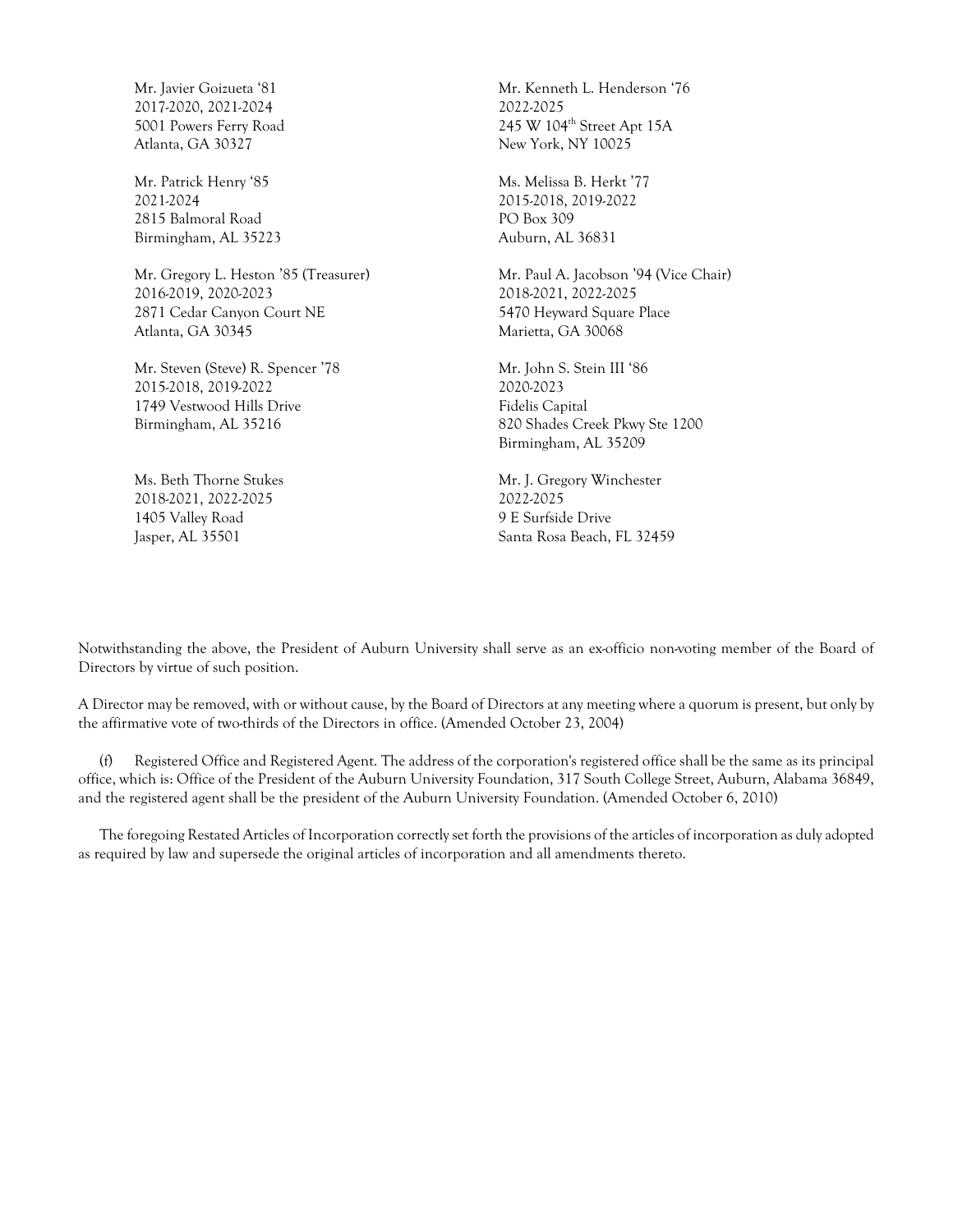Mr. Javier Goizueta '81
2017-2020, 2021-2024
5001 Powers Ferry Road
Atlanta, GA 30327

Mr. Kenneth L. Henderson '76
2022-2025
245 W 104th Street Apt 15A
New York, NY 10025

Mr. Patrick Henry '85
2021-2024
2815 Balmoral Road
Birmingham, AL 35223

Ms. Melissa B. Herkt '77
2015-2018, 2019-2022
PO Box 309
Auburn, AL 36831

Mr. Gregory L. Heston '85 (Treasurer)
2016-2019, 2020-2023
2871 Cedar Canyon Court NE
Atlanta, GA 30345

Mr. Paul A. Jacobson '94 (Vice Chair)
2018-2021, 2022-2025
5470 Heyward Square Place
Marietta, GA 30068

Mr. Steven (Steve) R. Spencer '78
2015-2018, 2019-2022
1749 Vestwood Hills Drive
Birmingham, AL 35216

Mr. John S. Stein III '86
2020-2023
Fidelis Capital
820 Shades Creek Pkwy Ste 1200
Birmingham, AL 35209

Ms. Beth Thorne Stukes
2018-2021, 2022-2025
1405 Valley Road
Jasper, AL 35501

Mr. J. Gregory Winchester
2022-2025
9 E Surfside Drive
Santa Rosa Beach, FL 32459

Notwithstanding the above, the President of Auburn University shall serve as an ex-officio non-voting member of the Board of Directors by virtue of such position.

A Director may be removed, with or without cause, by the Board of Directors at any meeting where a quorum is present, but only by the affirmative vote of two-thirds of the Directors in office. (Amended October 23, 2004)

(f) Registered Office and Registered Agent. The address of the corporation's registered office shall be the same as its principal office, which is: Office of the President of the Auburn University Foundation, 317 South College Street, Auburn, Alabama 36849, and the registered agent shall be the president of the Auburn University Foundation. (Amended October 6, 2010)

The foregoing Restated Articles of Incorporation correctly set forth the provisions of the articles of incorporation as duly adopted as required by law and supersede the original articles of incorporation and all amendments thereto.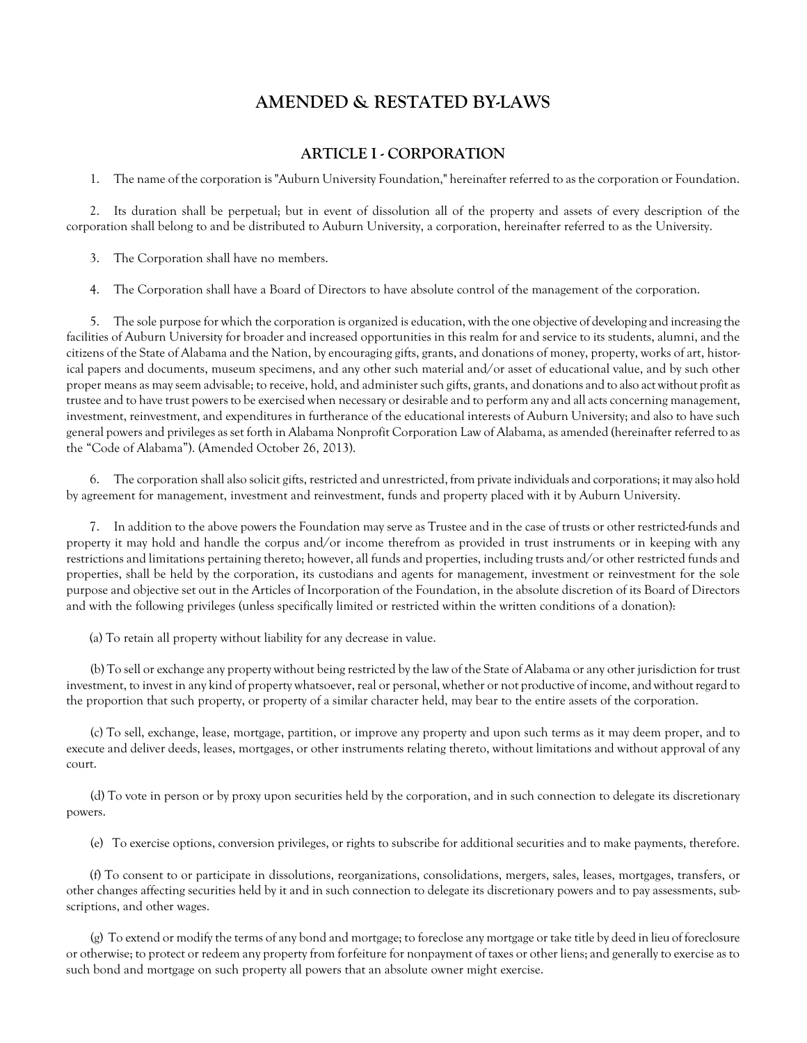# AMENDED & RESTATED BY-LAWS

## ARTICLE I - CORPORATION

1. The name of the corporation is "Auburn University Foundation," hereinafter referred to as the corporation or Foundation.

2. Its duration shall be perpetual; but in event of dissolution all of the property and assets of every description of the corporation shall belong to and be distributed to Auburn University, a corporation, hereinafter referred to as the University.

3. The Corporation shall have no members.

4. The Corporation shall have a Board of Directors to have absolute control of the management of the corporation.

5. The sole purpose for which the corporation is organized is education, with the one objective of developing and increasing the facilities of Auburn University for broader and increased opportunities in this realm for and service to its students, alumni, and the citizens of the State of Alabama and the Nation, by encouraging gifts, grants, and donations of money, property, works of art, historical papers and documents, museum specimens, and any other such material and/or asset of educational value, and by such other proper means as may seem advisable; to receive, hold, and administer such gifts, grants, and donations and to also act without profit as trustee and to have trust powers to be exercised when necessary or desirable and to perform any and all acts concerning management, investment, reinvestment, and expenditures in furtherance of the educational interests of Auburn University; and also to have such general powers and privileges as set forth in Alabama Nonprofit Corporation Law of Alabama, as amended (hereinafter referred to as the "Code of Alabama"). (Amended October 26, 2013).

6. The corporation shall also solicit gifts, restricted and unrestricted, from private individuals and corporations; it may also hold by agreement for management, investment and reinvestment, funds and property placed with it by Auburn University.

7. In addition to the above powers the Foundation may serve as Trustee and in the case of trusts or other restricted-funds and property it may hold and handle the corpus and/or income therefrom as provided in trust instruments or in keeping with any restrictions and limitations pertaining thereto; however, all funds and properties, including trusts and/or other restricted funds and properties, shall be held by the corporation, its custodians and agents for management, investment or reinvestment for the sole purpose and objective set out in the Articles of Incorporation of the Foundation, in the absolute discretion of its Board of Directors and with the following privileges (unless specifically limited or restricted within the written conditions of a donation):

(a) To retain all property without liability for any decrease in value.

(b) To sell or exchange any property without being restricted by the law of the State of Alabama or any other jurisdiction for trust investment, to invest in any kind of property whatsoever, real or personal, whether or not productive of income, and without regard to the proportion that such property, or property of a similar character held, may bear to the entire assets of the corporation.

(c) To sell, exchange, lease, mortgage, partition, or improve any property and upon such terms as it may deem proper, and to execute and deliver deeds, leases, mortgages, or other instruments relating thereto, without limitations and without approval of any court.

(d) To vote in person or by proxy upon securities held by the corporation, and in such connection to delegate its discretionary powers.

(e) To exercise options, conversion privileges, or rights to subscribe for additional securities and to make payments, therefore.

(f) To consent to or participate in dissolutions, reorganizations, consolidations, mergers, sales, leases, mortgages, transfers, or other changes affecting securities held by it and in such connection to delegate its discretionary powers and to pay assessments, subscriptions, and other wages.

(g) To extend or modify the terms of any bond and mortgage; to foreclose any mortgage or take title by deed in lieu of foreclosure or otherwise; to protect or redeem any property from forfeiture for nonpayment of taxes or other liens; and generally to exercise as to such bond and mortgage on such property all powers that an absolute owner might exercise.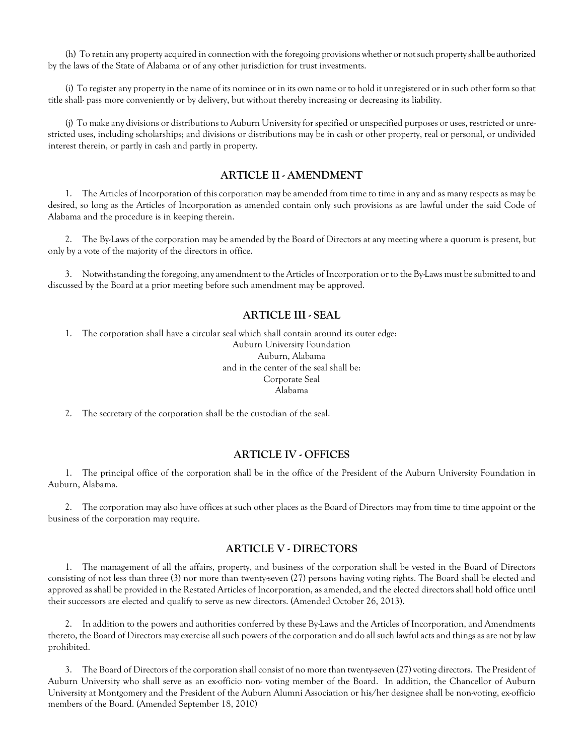(h) To retain any property acquired in connection with the foregoing provisions whether or not such property shall be authorized by the laws of the State of Alabama or of any other jurisdiction for trust investments.

(i) To register any property in the name of its nominee or in its own name or to hold it unregistered or in such other form so that title shall- pass more conveniently or by delivery, but without thereby increasing or decreasing its liability.

(j) To make any divisions or distributions to Auburn University for specified or unspecified purposes or uses, restricted or unrestricted uses, including scholarships; and divisions or distributions may be in cash or other property, real or personal, or undivided interest therein, or partly in cash and partly in property.

## ARTICLE II - AMENDMENT

1. The Articles of Incorporation of this corporation may be amended from time to time in any and as many respects as may be desired, so long as the Articles of Incorporation as amended contain only such provisions as are lawful under the said Code of Alabama and the procedure is in keeping therein.

2. The By-Laws of the corporation may be amended by the Board of Directors at any meeting where a quorum is present, but only by a vote of the majority of the directors in office.

3. Notwithstanding the foregoing, any amendment to the Articles of Incorporation or to the By-Laws must be submitted to and discussed by the Board at a prior meeting before such amendment may be approved.

## ARTICLE III - SEAL

1. The corporation shall have a circular seal which shall contain around its outer edge:

Auburn University Foundation
Auburn, Alabama
and in the center of the seal shall be:
Corporate Seal
Alabama

2. The secretary of the corporation shall be the custodian of the seal.

## ARTICLE IV - OFFICES

1. The principal office of the corporation shall be in the office of the President of the Auburn University Foundation in Auburn, Alabama.

2. The corporation may also have offices at such other places as the Board of Directors may from time to time appoint or the business of the corporation may require.

## ARTICLE V - DIRECTORS

1. The management of all the affairs, property, and business of the corporation shall be vested in the Board of Directors consisting of not less than three (3) nor more than twenty-seven (27) persons having voting rights. The Board shall be elected and approved as shall be provided in the Restated Articles of Incorporation, as amended, and the elected directors shall hold office until their successors are elected and qualify to serve as new directors. (Amended October 26, 2013).

2. In addition to the powers and authorities conferred by these By-Laws and the Articles of Incorporation, and Amendments thereto, the Board of Directors may exercise all such powers of the corporation and do all such lawful acts and things as are not by law prohibited.

3. The Board of Directors of the corporation shall consist of no more than twenty-seven (27) voting directors. The President of Auburn University who shall serve as an ex-officio non- voting member of the Board. In addition, the Chancellor of Auburn University at Montgomery and the President of the Auburn Alumni Association or his/her designee shall be non-voting, ex-officio members of the Board. (Amended September 18, 2010)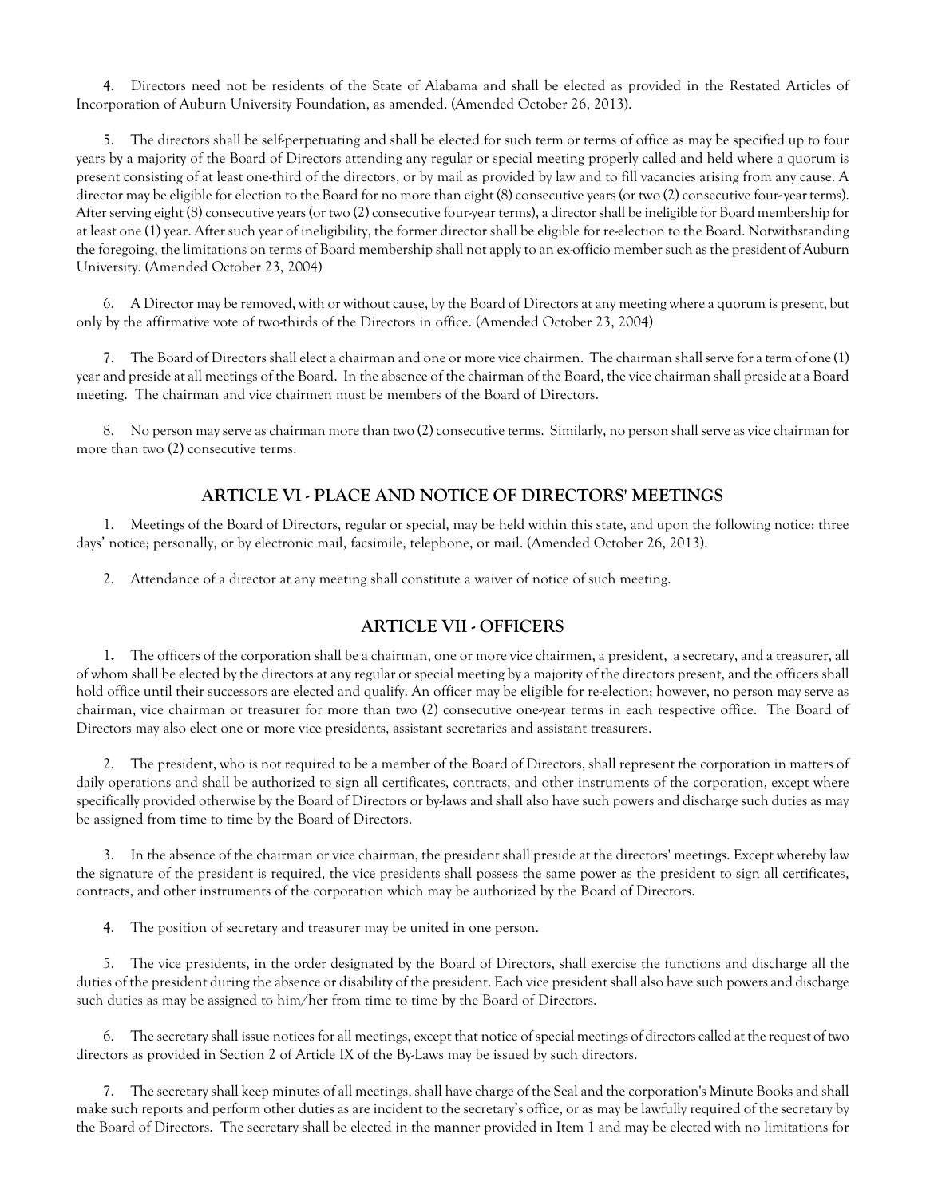4. Directors need not be residents of the State of Alabama and shall be elected as provided in the Restated Articles of Incorporation of Auburn University Foundation, as amended. (Amended October 26, 2013).

5. The directors shall be self-perpetuating and shall be elected for such term or terms of office as may be specified up to four years by a majority of the Board of Directors attending any regular or special meeting properly called and held where a quorum is present consisting of at least one-third of the directors, or by mail as provided by law and to fill vacancies arising from any cause. A director may be eligible for election to the Board for no more than eight (8) consecutive years (or two (2) consecutive four- year terms). After serving eight (8) consecutive years (or two (2) consecutive four-year terms), a director shall be ineligible for Board membership for at least one (1) year. After such year of ineligibility, the former director shall be eligible for re-election to the Board. Notwithstanding the foregoing, the limitations on terms of Board membership shall not apply to an ex-officio member such as the president of Auburn University. (Amended October 23, 2004)

6. A Director may be removed, with or without cause, by the Board of Directors at any meeting where a quorum is present, but only by the affirmative vote of two-thirds of the Directors in office. (Amended October 23, 2004)

7. The Board of Directors shall elect a chairman and one or more vice chairmen. The chairman shall serve for a term of one (1) year and preside at all meetings of the Board. In the absence of the chairman of the Board, the vice chairman shall preside at a Board meeting. The chairman and vice chairmen must be members of the Board of Directors.

8. No person may serve as chairman more than two (2) consecutive terms. Similarly, no person shall serve as vice chairman for more than two (2) consecutive terms.

## ARTICLE VI - PLACE AND NOTICE OF DIRECTORS' MEETINGS

1. Meetings of the Board of Directors, regular or special, may be held within this state, and upon the following notice: three days' notice; personally, or by electronic mail, facsimile, telephone, or mail. (Amended October 26, 2013).

2. Attendance of a director at any meeting shall constitute a waiver of notice of such meeting.

## ARTICLE VII - OFFICERS

1. The officers of the corporation shall be a chairman, one or more vice chairmen, a president, a secretary, and a treasurer, all of whom shall be elected by the directors at any regular or special meeting by a majority of the directors present, and the officers shall hold office until their successors are elected and qualify. An officer may be eligible for re-election; however, no person may serve as chairman, vice chairman or treasurer for more than two (2) consecutive one-year terms in each respective office. The Board of Directors may also elect one or more vice presidents, assistant secretaries and assistant treasurers.

2. The president, who is not required to be a member of the Board of Directors, shall represent the corporation in matters of daily operations and shall be authorized to sign all certificates, contracts, and other instruments of the corporation, except where specifically provided otherwise by the Board of Directors or by-laws and shall also have such powers and discharge such duties as may be assigned from time to time by the Board of Directors.

3. In the absence of the chairman or vice chairman, the president shall preside at the directors' meetings. Except whereby law the signature of the president is required, the vice presidents shall possess the same power as the president to sign all certificates, contracts, and other instruments of the corporation which may be authorized by the Board of Directors.

4. The position of secretary and treasurer may be united in one person.

5. The vice presidents, in the order designated by the Board of Directors, shall exercise the functions and discharge all the duties of the president during the absence or disability of the president. Each vice president shall also have such powers and discharge such duties as may be assigned to him/her from time to time by the Board of Directors.

6. The secretary shall issue notices for all meetings, except that notice of special meetings of directors called at the request of two directors as provided in Section 2 of Article IX of the By-Laws may be issued by such directors.

7. The secretary shall keep minutes of all meetings, shall have charge of the Seal and the corporation's Minute Books and shall make such reports and perform other duties as are incident to the secretary's office, or as may be lawfully required of the secretary by the Board of Directors. The secretary shall be elected in the manner provided in Item 1 and may be elected with no limitations for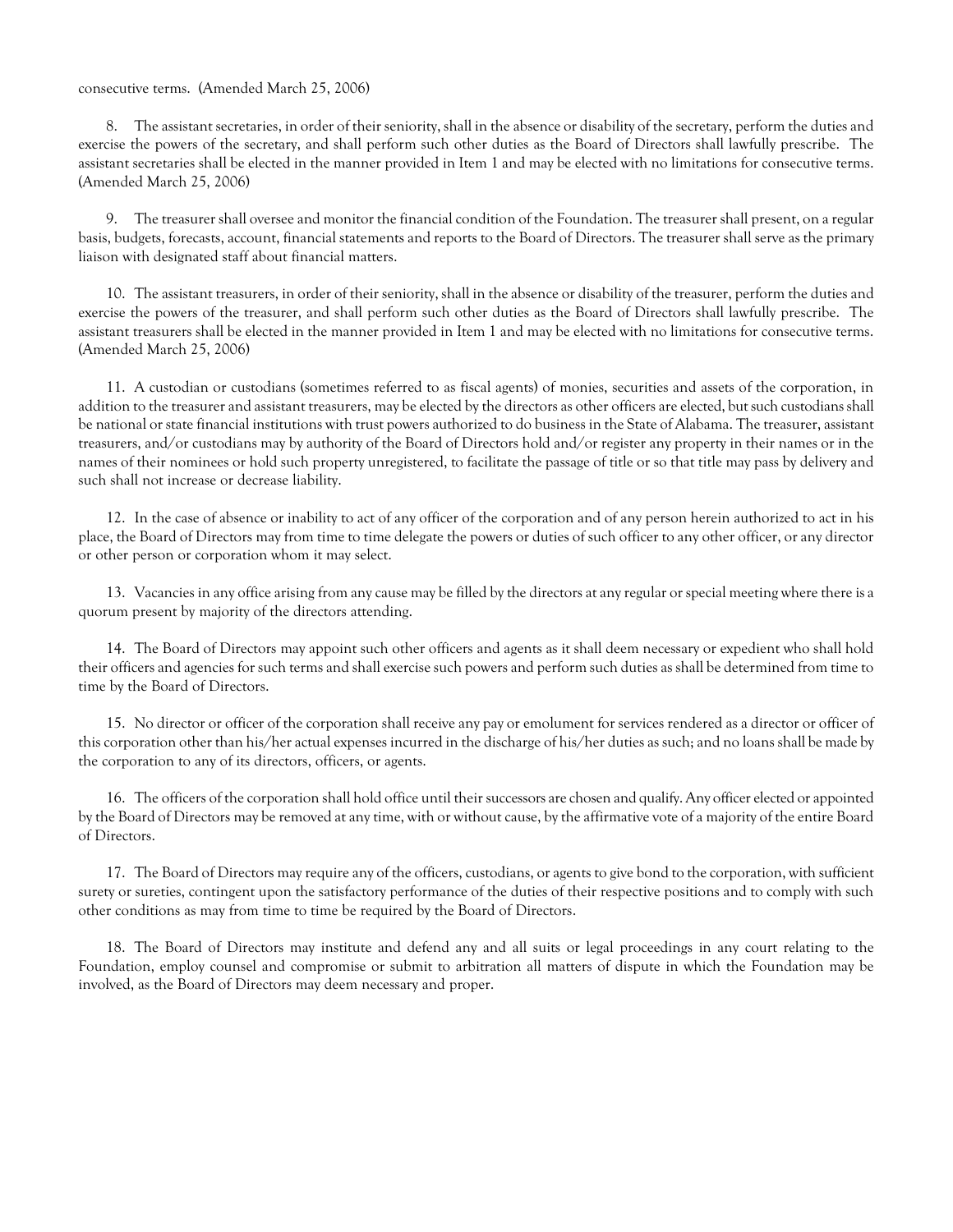consecutive terms. (Amended March 25, 2006)

8. The assistant secretaries, in order of their seniority, shall in the absence or disability of the secretary, perform the duties and exercise the powers of the secretary, and shall perform such other duties as the Board of Directors shall lawfully prescribe. The assistant secretaries shall be elected in the manner provided in Item 1 and may be elected with no limitations for consecutive terms. (Amended March 25, 2006)

9. The treasurer shall oversee and monitor the financial condition of the Foundation. The treasurer shall present, on a regular basis, budgets, forecasts, account, financial statements and reports to the Board of Directors. The treasurer shall serve as the primary liaison with designated staff about financial matters.

10. The assistant treasurers, in order of their seniority, shall in the absence or disability of the treasurer, perform the duties and exercise the powers of the treasurer, and shall perform such other duties as the Board of Directors shall lawfully prescribe. The assistant treasurers shall be elected in the manner provided in Item 1 and may be elected with no limitations for consecutive terms. (Amended March 25, 2006)

11. A custodian or custodians (sometimes referred to as fiscal agents) of monies, securities and assets of the corporation, in addition to the treasurer and assistant treasurers, may be elected by the directors as other officers are elected, but such custodians shall be national or state financial institutions with trust powers authorized to do business in the State of Alabama. The treasurer, assistant treasurers, and/or custodians may by authority of the Board of Directors hold and/or register any property in their names or in the names of their nominees or hold such property unregistered, to facilitate the passage of title or so that title may pass by delivery and such shall not increase or decrease liability.

12. In the case of absence or inability to act of any officer of the corporation and of any person herein authorized to act in his place, the Board of Directors may from time to time delegate the powers or duties of such officer to any other officer, or any director or other person or corporation whom it may select.

13. Vacancies in any office arising from any cause may be filled by the directors at any regular or special meeting where there is a quorum present by majority of the directors attending.

14. The Board of Directors may appoint such other officers and agents as it shall deem necessary or expedient who shall hold their officers and agencies for such terms and shall exercise such powers and perform such duties as shall be determined from time to time by the Board of Directors.

15. No director or officer of the corporation shall receive any pay or emolument for services rendered as a director or officer of this corporation other than his/her actual expenses incurred in the discharge of his/her duties as such; and no loans shall be made by the corporation to any of its directors, officers, or agents.

16. The officers of the corporation shall hold office until their successors are chosen and qualify. Any officer elected or appointed by the Board of Directors may be removed at any time, with or without cause, by the affirmative vote of a majority of the entire Board of Directors.

17. The Board of Directors may require any of the officers, custodians, or agents to give bond to the corporation, with sufficient surety or sureties, contingent upon the satisfactory performance of the duties of their respective positions and to comply with such other conditions as may from time to time be required by the Board of Directors.

18. The Board of Directors may institute and defend any and all suits or legal proceedings in any court relating to the Foundation, employ counsel and compromise or submit to arbitration all matters of dispute in which the Foundation may be involved, as the Board of Directors may deem necessary and proper.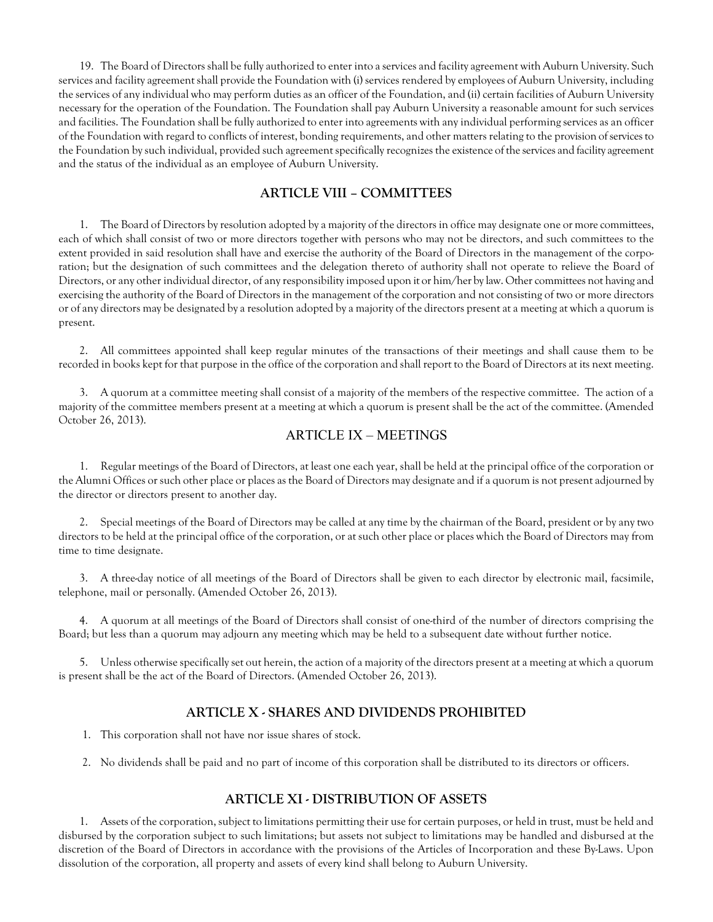19. The Board of Directors shall be fully authorized to enter into a services and facility agreement with Auburn University. Such services and facility agreement shall provide the Foundation with (i) services rendered by employees of Auburn University, including the services of any individual who may perform duties as an officer of the Foundation, and (ii) certain facilities of Auburn University necessary for the operation of the Foundation. The Foundation shall pay Auburn University a reasonable amount for such services and facilities. The Foundation shall be fully authorized to enter into agreements with any individual performing services as an officer of the Foundation with regard to conflicts of interest, bonding requirements, and other matters relating to the provision of services to the Foundation by such individual, provided such agreement specifically recognizes the existence of the services and facility agreement and the status of the individual as an employee of Auburn University.

## ARTICLE VIII – COMMITTEES

1. The Board of Directors by resolution adopted by a majority of the directors in office may designate one or more committees, each of which shall consist of two or more directors together with persons who may not be directors, and such committees to the extent provided in said resolution shall have and exercise the authority of the Board of Directors in the management of the corporation; but the designation of such committees and the delegation thereto of authority shall not operate to relieve the Board of Directors, or any other individual director, of any responsibility imposed upon it or him/her by law. Other committees not having and exercising the authority of the Board of Directors in the management of the corporation and not consisting of two or more directors or of any directors may be designated by a resolution adopted by a majority of the directors present at a meeting at which a quorum is present.

2. All committees appointed shall keep regular minutes of the transactions of their meetings and shall cause them to be recorded in books kept for that purpose in the office of the corporation and shall report to the Board of Directors at its next meeting.

3. A quorum at a committee meeting shall consist of a majority of the members of the respective committee. The action of a majority of the committee members present at a meeting at which a quorum is present shall be the act of the committee. (Amended October 26, 2013).

## ARTICLE IX – MEETINGS

1. Regular meetings of the Board of Directors, at least one each year, shall be held at the principal office of the corporation or the Alumni Offices or such other place or places as the Board of Directors may designate and if a quorum is not present adjourned by the director or directors present to another day.

2. Special meetings of the Board of Directors may be called at any time by the chairman of the Board, president or by any two directors to be held at the principal office of the corporation, or at such other place or places which the Board of Directors may from time to time designate.

3. A three-day notice of all meetings of the Board of Directors shall be given to each director by electronic mail, facsimile, telephone, mail or personally. (Amended October 26, 2013).

4. A quorum at all meetings of the Board of Directors shall consist of one-third of the number of directors comprising the Board; but less than a quorum may adjourn any meeting which may be held to a subsequent date without further notice.

5. Unless otherwise specifically set out herein, the action of a majority of the directors present at a meeting at which a quorum is present shall be the act of the Board of Directors. (Amended October 26, 2013).

## ARTICLE X - SHARES AND DIVIDENDS PROHIBITED

1. This corporation shall not have nor issue shares of stock.

2. No dividends shall be paid and no part of income of this corporation shall be distributed to its directors or officers.

## ARTICLE XI - DISTRIBUTION OF ASSETS

1. Assets of the corporation, subject to limitations permitting their use for certain purposes, or held in trust, must be held and disbursed by the corporation subject to such limitations; but assets not subject to limitations may be handled and disbursed at the discretion of the Board of Directors in accordance with the provisions of the Articles of Incorporation and these By-Laws. Upon dissolution of the corporation, all property and assets of every kind shall belong to Auburn University.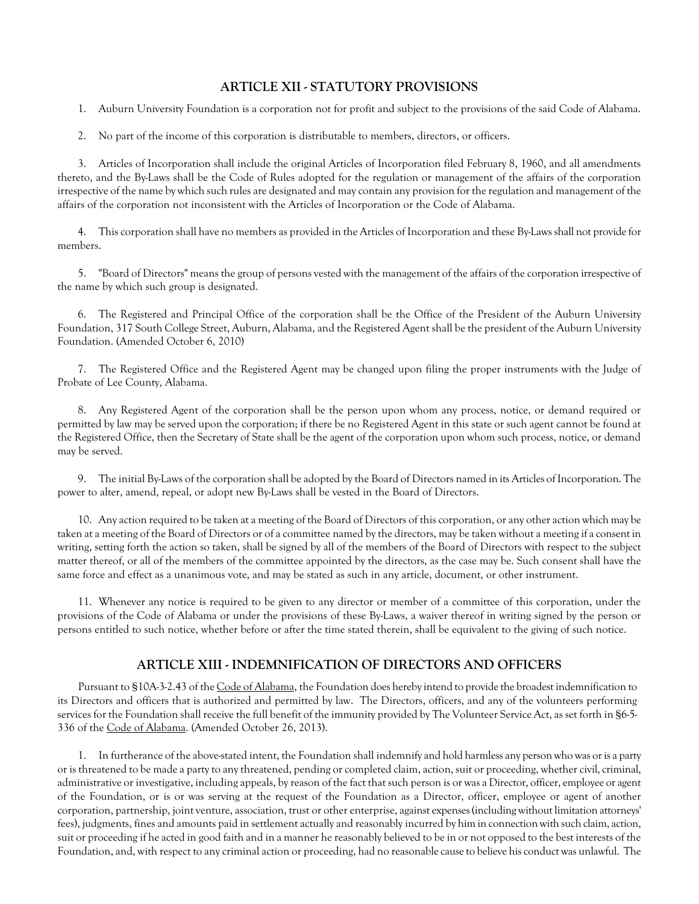## ARTICLE XII - STATUTORY PROVISIONS

1. Auburn University Foundation is a corporation not for profit and subject to the provisions of the said Code of Alabama.

2. No part of the income of this corporation is distributable to members, directors, or officers.

3. Articles of Incorporation shall include the original Articles of Incorporation filed February 8, 1960, and all amendments thereto, and the By-Laws shall be the Code of Rules adopted for the regulation or management of the affairs of the corporation irrespective of the name by which such rules are designated and may contain any provision for the regulation and management of the affairs of the corporation not inconsistent with the Articles of Incorporation or the Code of Alabama.

4. This corporation shall have no members as provided in the Articles of Incorporation and these By-Laws shall not provide for members.

5. "Board of Directors" means the group of persons vested with the management of the affairs of the corporation irrespective of the name by which such group is designated.

6. The Registered and Principal Office of the corporation shall be the Office of the President of the Auburn University Foundation, 317 South College Street, Auburn, Alabama, and the Registered Agent shall be the president of the Auburn University Foundation. (Amended October 6, 2010)

7. The Registered Office and the Registered Agent may be changed upon filing the proper instruments with the Judge of Probate of Lee County, Alabama.

8. Any Registered Agent of the corporation shall be the person upon whom any process, notice, or demand required or permitted by law may be served upon the corporation; if there be no Registered Agent in this state or such agent cannot be found at the Registered Office, then the Secretary of State shall be the agent of the corporation upon whom such process, notice, or demand may be served.

9. The initial By-Laws of the corporation shall be adopted by the Board of Directors named in its Articles of Incorporation. The power to alter, amend, repeal, or adopt new By-Laws shall be vested in the Board of Directors.

10. Any action required to be taken at a meeting of the Board of Directors of this corporation, or any other action which may be taken at a meeting of the Board of Directors or of a committee named by the directors, may be taken without a meeting if a consent in writing, setting forth the action so taken, shall be signed by all of the members of the Board of Directors with respect to the subject matter thereof, or all of the members of the committee appointed by the directors, as the case may be. Such consent shall have the same force and effect as a unanimous vote, and may be stated as such in any article, document, or other instrument.

11. Whenever any notice is required to be given to any director or member of a committee of this corporation, under the provisions of the Code of Alabama or under the provisions of these By-Laws, a waiver thereof in writing signed by the person or persons entitled to such notice, whether before or after the time stated therein, shall be equivalent to the giving of such notice.

## ARTICLE XIII - INDEMNIFICATION OF DIRECTORS AND OFFICERS

Pursuant to §10A-3-2.43 of the Code of Alabama, the Foundation does hereby intend to provide the broadest indemnification to its Directors and officers that is authorized and permitted by law. The Directors, officers, and any of the volunteers performing services for the Foundation shall receive the full benefit of the immunity provided by The Volunteer Service Act, as set forth in §6-5-336 of the Code of Alabama. (Amended October 26, 2013).

1. In furtherance of the above-stated intent, the Foundation shall indemnify and hold harmless any person who was or is a party or is threatened to be made a party to any threatened, pending or completed claim, action, suit or proceeding, whether civil, criminal, administrative or investigative, including appeals, by reason of the fact that such person is or was a Director, officer, employee or agent of the Foundation, or is or was serving at the request of the Foundation as a Director, officer, employee or agent of another corporation, partnership, joint venture, association, trust or other enterprise, against expenses (including without limitation attorneys' fees), judgments, fines and amounts paid in settlement actually and reasonably incurred by him in connection with such claim, action, suit or proceeding if he acted in good faith and in a manner he reasonably believed to be in or not opposed to the best interests of the Foundation, and, with respect to any criminal action or proceeding, had no reasonable cause to believe his conduct was unlawful. The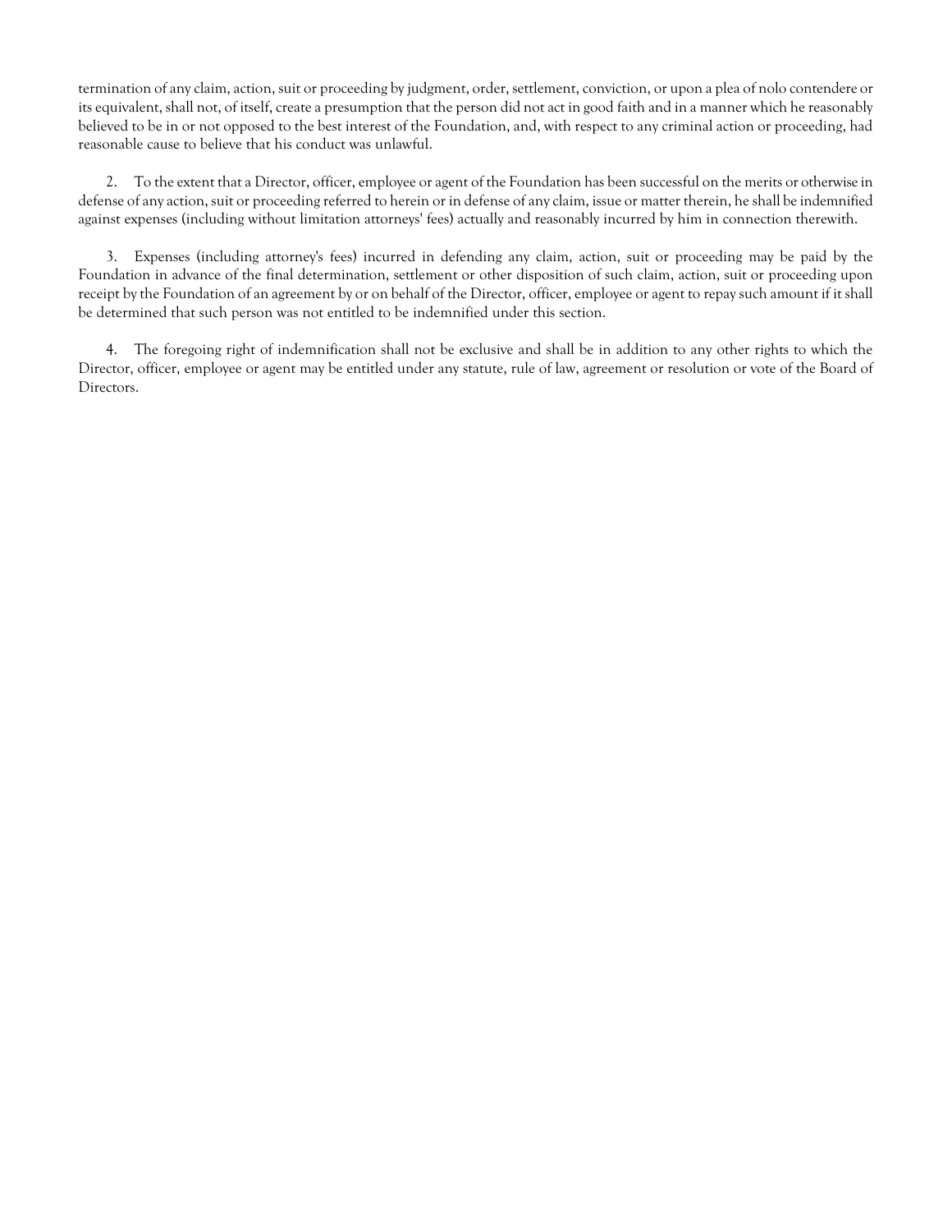termination of any claim, action, suit or proceeding by judgment, order, settlement, conviction, or upon a plea of nolo contendere or its equivalent, shall not, of itself, create a presumption that the person did not act in good faith and in a manner which he reasonably believed to be in or not opposed to the best interest of the Foundation, and, with respect to any criminal action or proceeding, had reasonable cause to believe that his conduct was unlawful.

2. To the extent that a Director, officer, employee or agent of the Foundation has been successful on the merits or otherwise in defense of any action, suit or proceeding referred to herein or in defense of any claim, issue or matter therein, he shall be indemnified against expenses (including without limitation attorneys' fees) actually and reasonably incurred by him in connection therewith.

3. Expenses (including attorney's fees) incurred in defending any claim, action, suit or proceeding may be paid by the Foundation in advance of the final determination, settlement or other disposition of such claim, action, suit or proceeding upon receipt by the Foundation of an agreement by or on behalf of the Director, officer, employee or agent to repay such amount if it shall be determined that such person was not entitled to be indemnified under this section.

4. The foregoing right of indemnification shall not be exclusive and shall be in addition to any other rights to which the Director, officer, employee or agent may be entitled under any statute, rule of law, agreement or resolution or vote of the Board of Directors.